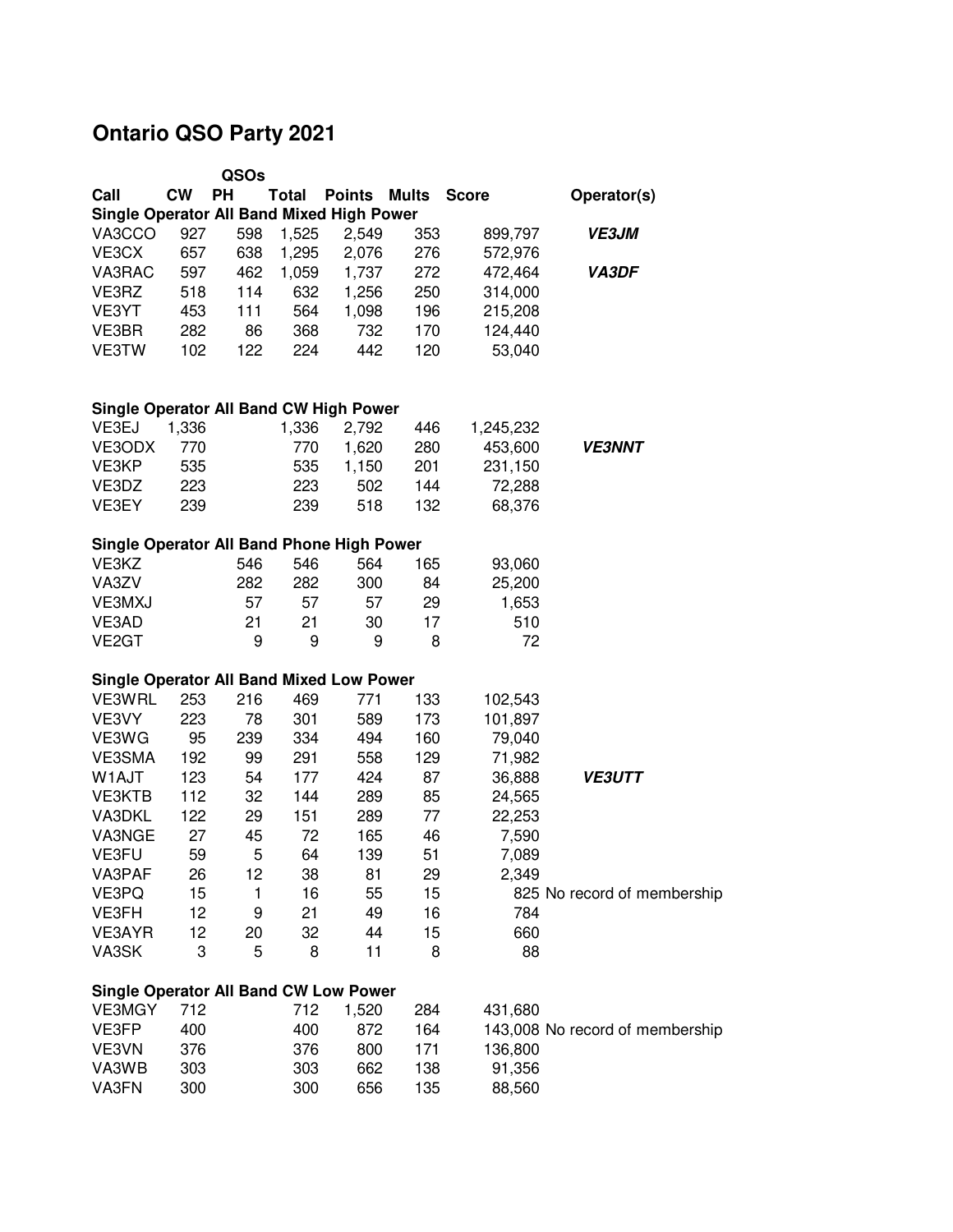# Ontario QSO Party 2021

| Call | QSOs CW | PH | Total | Points | Mults | Score | Operator(s) |
|---|---|---|---|---|---|---|---|
| **Single Operator All Band Mixed High Power** | | | | | | | |
| VA3CCO | 927 | 598 | 1,525 | 2,549 | 353 | 899,797 | ***VE3JM*** |
| VE3CX | 657 | 638 | 1,295 | 2,076 | 276 | 572,976 | |
| VA3RAC | 597 | 462 | 1,059 | 1,737 | 272 | 472,464 | ***VA3DF*** |
| VE3RZ | 518 | 114 | 632 | 1,256 | 250 | 314,000 | |
| VE3YT | 453 | 111 | 564 | 1,098 | 196 | 215,208 | |
| VE3BR | 282 | 86 | 368 | 732 | 170 | 124,440 | |
| VE3TW | 102 | 122 | 224 | 442 | 120 | 53,040 | |
| **Single Operator All Band CW High Power** | | | | | | | |
| VE3EJ | 1,336 | | 1,336 | 2,792 | 446 | 1,245,232 | |
| VE3ODX | 770 | | 770 | 1,620 | 280 | 453,600 | ***VE3NNT*** |
| VE3KP | 535 | | 535 | 1,150 | 201 | 231,150 | |
| VE3DZ | 223 | | 223 | 502 | 144 | 72,288 | |
| VE3EY | 239 | | 239 | 518 | 132 | 68,376 | |
| **Single Operator All Band Phone High Power** | | | | | | | |
| VE3KZ | | 546 | 546 | 564 | 165 | 93,060 | |
| VA3ZV | | 282 | 282 | 300 | 84 | 25,200 | |
| VE3MXJ | | 57 | 57 | 57 | 29 | 1,653 | |
| VE3AD | | 21 | 21 | 30 | 17 | 510 | |
| VE2GT | | 9 | 9 | 9 | 8 | 72 | |
| **Single Operator All Band Mixed Low Power** | | | | | | | |
| VE3WRL | 253 | 216 | 469 | 771 | 133 | 102,543 | |
| VE3VY | 223 | 78 | 301 | 589 | 173 | 101,897 | |
| VE3WG | 95 | 239 | 334 | 494 | 160 | 79,040 | |
| VE3SMA | 192 | 99 | 291 | 558 | 129 | 71,982 | |
| W1AJT | 123 | 54 | 177 | 424 | 87 | 36,888 | ***VE3UTT*** |
| VE3KTB | 112 | 32 | 144 | 289 | 85 | 24,565 | |
| VA3DKL | 122 | 29 | 151 | 289 | 77 | 22,253 | |
| VA3NGE | 27 | 45 | 72 | 165 | 46 | 7,590 | |
| VE3FU | 59 | 5 | 64 | 139 | 51 | 7,089 | |
| VA3PAF | 26 | 12 | 38 | 81 | 29 | 2,349 | |
| VE3PQ | 15 | 1 | 16 | 55 | 15 | 825 | No record of membership |
| VE3FH | 12 | 9 | 21 | 49 | 16 | 784 | |
| VE3AYR | 12 | 20 | 32 | 44 | 15 | 660 | |
| VA3SK | 3 | 5 | 8 | 11 | 8 | 88 | |
| **Single Operator All Band CW Low Power** | | | | | | | |
| VE3MGY | 712 | | 712 | 1,520 | 284 | 431,680 | |
| VE3FP | 400 | | 400 | 872 | 164 | 143,008 | No record of membership |
| VE3VN | 376 | | 376 | 800 | 171 | 136,800 | |
| VA3WB | 303 | | 303 | 662 | 138 | 91,356 | |
| VA3FN | 300 | | 300 | 656 | 135 | 88,560 | |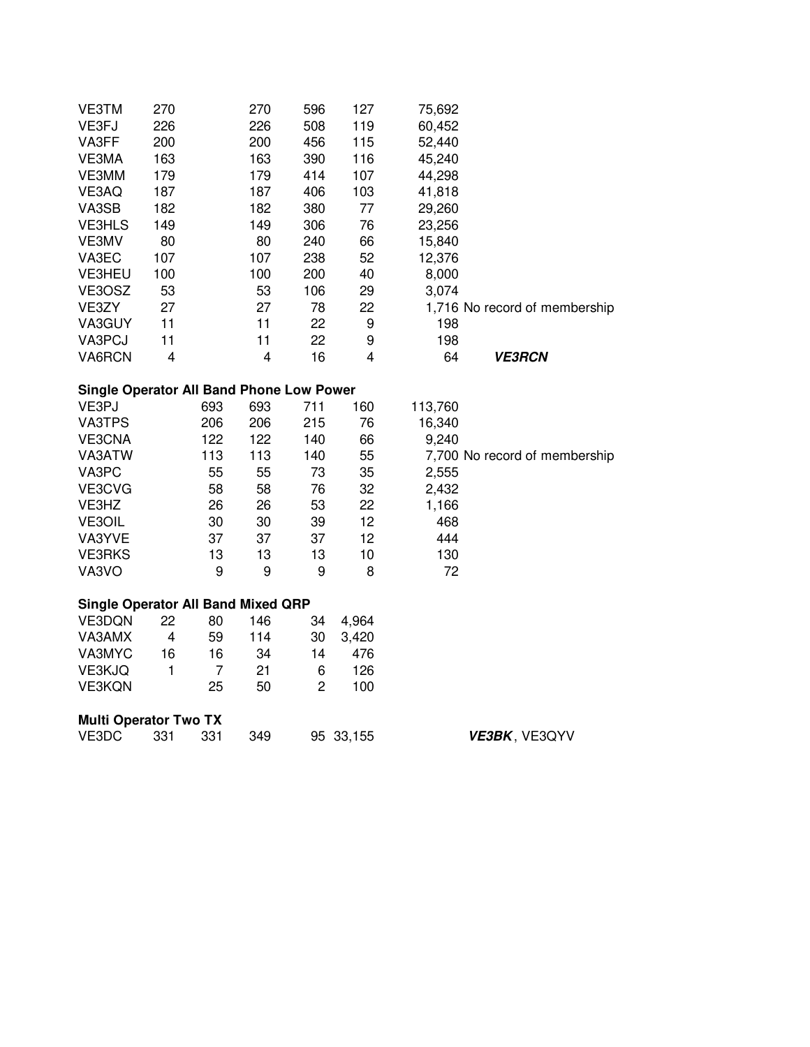| | | | | | | | |
|---|---|---|---|---|---|---|---|
| VE3TM | 270 | | 270 | 596 | 127 | 75,692 | |
| VE3FJ | 226 | | 226 | 508 | 119 | 60,452 | |
| VA3FF | 200 | | 200 | 456 | 115 | 52,440 | |
| VE3MA | 163 | | 163 | 390 | 116 | 45,240 | |
| VE3MM | 179 | | 179 | 414 | 107 | 44,298 | |
| VE3AQ | 187 | | 187 | 406 | 103 | 41,818 | |
| VA3SB | 182 | | 182 | 380 | 77 | 29,260 | |
| VE3HLS | 149 | | 149 | 306 | 76 | 23,256 | |
| VE3MV | 80 | | 80 | 240 | 66 | 15,840 | |
| VA3EC | 107 | | 107 | 238 | 52 | 12,376 | |
| VE3HEU | 100 | | 100 | 200 | 40 | 8,000 | |
| VE3OSZ | 53 | | 53 | 106 | 29 | 3,074 | |
| VE3ZY | 27 | | 27 | 78 | 22 | 1,716 | No record of membership |
| VA3GUY | 11 | | 11 | 22 | 9 | 198 | |
| VA3PCJ | 11 | | 11 | 22 | 9 | 198 | |
| VA6RCN | 4 | | 4 | 16 | 4 | 64 | ***VE3RCN*** |

**Single Operator All Band Phone Low Power**

| | | | | | | | |
|---|---|---|---|---|---|---|---|
| VE3PJ | | 693 | 693 | 711 | 160 | 113,760 | |
| VA3TPS | | 206 | 206 | 215 | 76 | 16,340 | |
| VE3CNA | | 122 | 122 | 140 | 66 | 9,240 | |
| VA3ATW | | 113 | 113 | 140 | 55 | 7,700 | No record of membership |
| VA3PC | | 55 | 55 | 73 | 35 | 2,555 | |
| VE3CVG | | 58 | 58 | 76 | 32 | 2,432 | |
| VE3HZ | | 26 | 26 | 53 | 22 | 1,166 | |
| VE3OIL | | 30 | 30 | 39 | 12 | 468 | |
| VA3YVE | | 37 | 37 | 37 | 12 | 444 | |
| VE3RKS | | 13 | 13 | 13 | 10 | 130 | |
| VA3VO | | 9 | 9 | 9 | 8 | 72 | |

**Single Operator All Band Mixed QRP**

| | | | | | |
|---|---|---|---|---|---|
| VE3DQN | 22 | 80 | 146 | 34 | 4,964 |
| VA3AMX | 4 | 59 | 114 | 30 | 3,420 |
| VA3MYC | 16 | 16 | 34 | 14 | 476 |
| VE3KJQ | 1 | 7 | 21 | 6 | 126 |
| VE3KQN | | 25 | 50 | 2 | 100 |

**Multi Operator Two TX**

| | | | | | | |
|---|---|---|---|---|---|---|
| VE3DC | 331 | 331 | 349 | 95 | 33,155 | ***VE3BK***, VE3QYV |